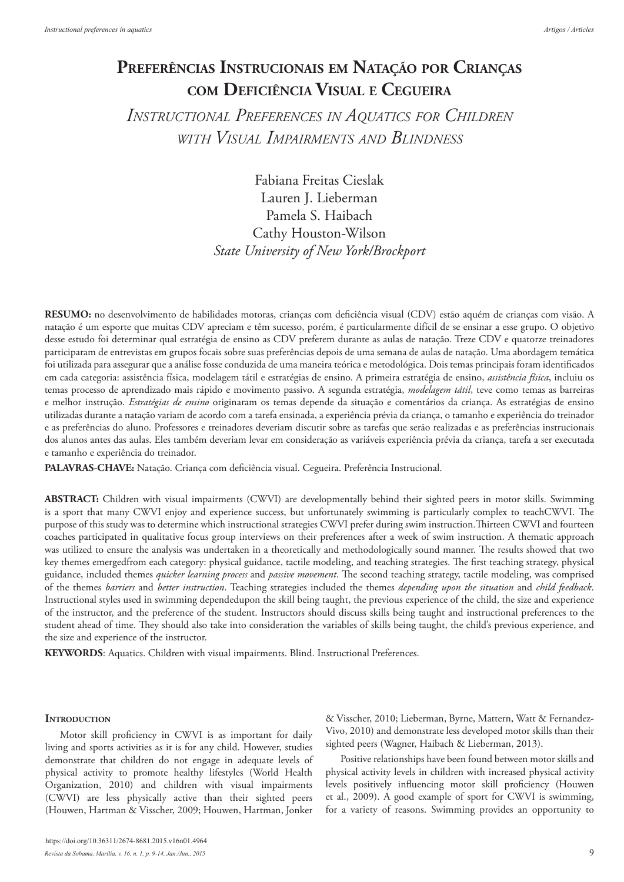# Preferências Instrucionais em Natação por Crianças com Deficiência Visual e Cegueira

## *Instructional Preferences in Aquatics for Children with Visual Impairments and Blindness*

Fabiana Freitas Cieslak
Lauren J. Lieberman
Pamela S. Haibach
Cathy Houston-Wilson
*State University of New York/Brockport*

**RESUMO:** no desenvolvimento de habilidades motoras, crianças com deficiência visual (CDV) estão aquém de crianças com visão. A natação é um esporte que muitas CDV apreciam e têm sucesso, porém, é particularmente difícil de se ensinar a esse grupo. O objetivo desse estudo foi determinar qual estratégia de ensino as CDV preferem durante as aulas de natação. Treze CDV e quatorze treinadores participaram de entrevistas em grupos focais sobre suas preferências depois de uma semana de aulas de natação. Uma abordagem temática foi utilizada para assegurar que a análise fosse conduzida de uma maneira teórica e metodológica. Dois temas principais foram identificados em cada categoria: assistência física, modelagem tátil e estratégias de ensino. A primeira estratégia de ensino, *assistência física*, incluiu os temas processo de aprendizado mais rápido e movimento passivo. A segunda estratégia, *modelagem tátil*, teve como temas as barreiras e melhor instrução. *Estratégias de ensino* originaram os temas depende da situação e comentários da criança. As estratégias de ensino utilizadas durante a natação variam de acordo com a tarefa ensinada, a experiência prévia da criança, o tamanho e experiência do treinador e as preferências do aluno. Professores e treinadores deveriam discutir sobre as tarefas que serão realizadas e as preferências instrucionais dos alunos antes das aulas. Eles também deveriam levar em consideração as variáveis experiência prévia da criança, tarefa a ser executada e tamanho e experiência do treinador.

**PALAVRAS-CHAVE:** Natação. Criança com deficiência visual. Cegueira. Preferência Instrucional.

**ABSTRACT:** Children with visual impairments (CWVI) are developmentally behind their sighted peers in motor skills. Swimming is a sport that many CWVI enjoy and experience success, but unfortunately swimming is particularly complex to teachCWVI. The purpose of this study was to determine which instructional strategies CWVI prefer during swim instruction.Thirteen CWVI and fourteen coaches participated in qualitative focus group interviews on their preferences after a week of swim instruction. A thematic approach was utilized to ensure the analysis was undertaken in a theoretically and methodologically sound manner. The results showed that two key themes emergedfrom each category: physical guidance, tactile modeling, and teaching strategies. The first teaching strategy, physical guidance, included themes *quicker learning process* and *passive movement*. The second teaching strategy, tactile modeling, was comprised of the themes *barriers* and *better instruction*. Teaching strategies included the themes *depending upon the situation* and *child feedback*. Instructional styles used in swimming dependedupon the skill being taught, the previous experience of the child, the size and experience of the instructor, and the preference of the student. Instructors should discuss skills being taught and instructional preferences to the student ahead of time. They should also take into consideration the variables of skills being taught, the child's previous experience, and the size and experience of the instructor.

**KEYWORDS**: Aquatics. Children with visual impairments. Blind. Instructional Preferences.

## Introduction

Motor skill proficiency in CWVI is as important for daily living and sports activities as it is for any child. However, studies demonstrate that children do not engage in adequate levels of physical activity to promote healthy lifestyles (World Health Organization, 2010) and children with visual impairments (CWVI) are less physically active than their sighted peers (Houwen, Hartman & Visscher, 2009; Houwen, Hartman, Jonker & Visscher, 2010; Lieberman, Byrne, Mattern, Watt & Fernandez-Vivo, 2010) and demonstrate less developed motor skills than their sighted peers (Wagner, Haibach & Lieberman, 2013).

Positive relationships have been found between motor skills and physical activity levels in children with increased physical activity levels positively influencing motor skill proficiency (Houwen et al., 2009). A good example of sport for CWVI is swimming, for a variety of reasons. Swimming provides an opportunity to

https://doi.org/10.36311/2674-8681.2015.v16n01.4964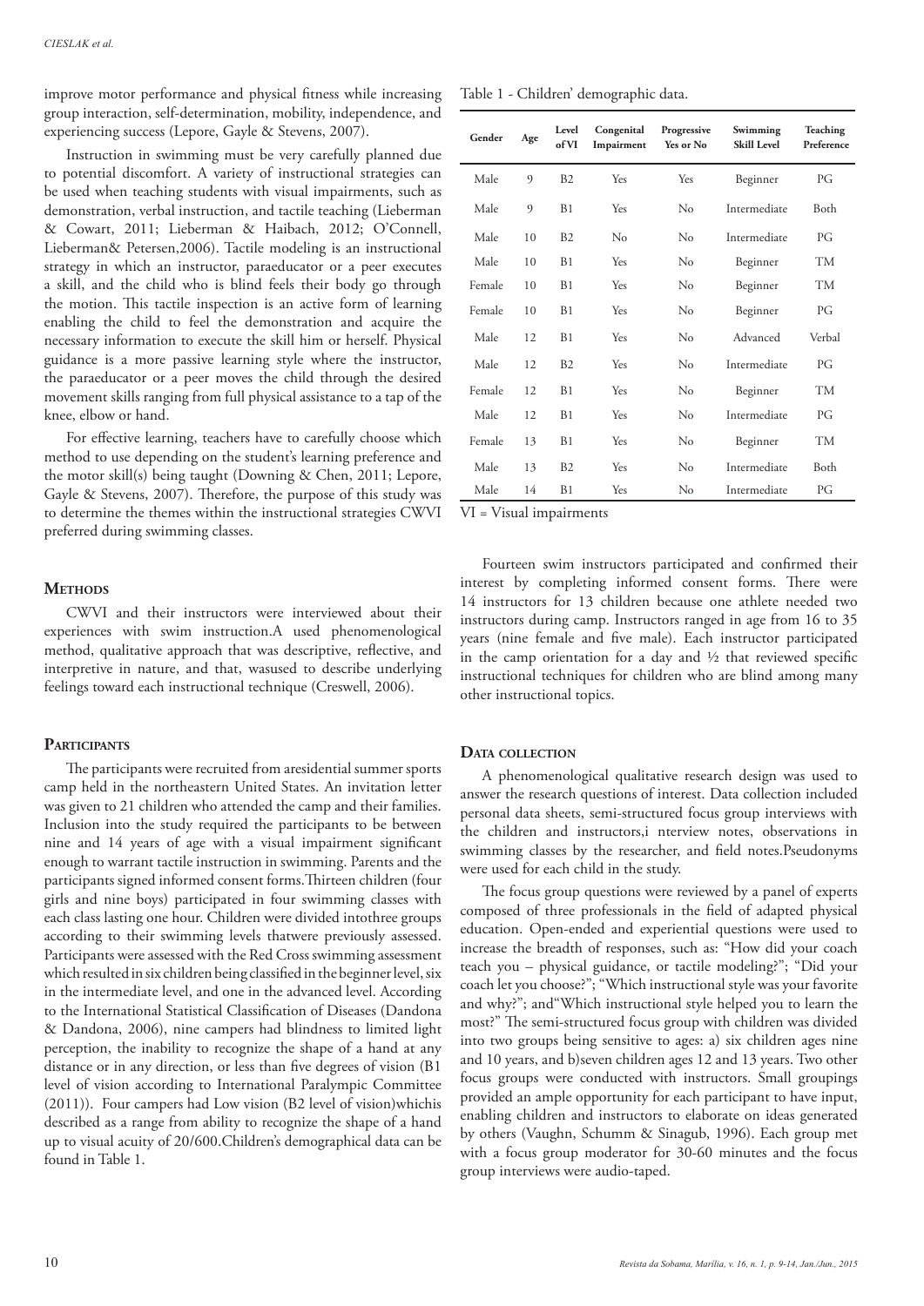improve motor performance and physical fitness while increasing group interaction, self-determination, mobility, independence, and experiencing success (Lepore, Gayle & Stevens, 2007).

Instruction in swimming must be very carefully planned due to potential discomfort. A variety of instructional strategies can be used when teaching students with visual impairments, such as demonstration, verbal instruction, and tactile teaching (Lieberman & Cowart, 2011; Lieberman & Haibach, 2012; O'Connell, Lieberman& Petersen,2006). Tactile modeling is an instructional strategy in which an instructor, paraeducator or a peer executes a skill, and the child who is blind feels their body go through the motion. This tactile inspection is an active form of learning enabling the child to feel the demonstration and acquire the necessary information to execute the skill him or herself. Physical guidance is a more passive learning style where the instructor, the paraeducator or a peer moves the child through the desired movement skills ranging from full physical assistance to a tap of the knee, elbow or hand.

For effective learning, teachers have to carefully choose which method to use depending on the student's learning preference and the motor skill(s) being taught (Downing & Chen, 2011; Lepore, Gayle & Stevens, 2007). Therefore, the purpose of this study was to determine the themes within the instructional strategies CWVI preferred during swimming classes.

## Methods

CWVI and their instructors were interviewed about their experiences with swim instruction.A used phenomenological method, qualitative approach that was descriptive, reflective, and interpretive in nature, and that, wasused to describe underlying feelings toward each instructional technique (Creswell, 2006).

### Participants

The participants were recruited from aresidential summer sports camp held in the northeastern United States. An invitation letter was given to 21 children who attended the camp and their families. Inclusion into the study required the participants to be between nine and 14 years of age with a visual impairment significant enough to warrant tactile instruction in swimming. Parents and the participants signed informed consent forms.Thirteen children (four girls and nine boys) participated in four swimming classes with each class lasting one hour. Children were divided intothree groups according to their swimming levels thatwere previously assessed. Participants were assessed with the Red Cross swimming assessment which resulted in six children being classified in the beginner level, six in the intermediate level, and one in the advanced level. According to the International Statistical Classification of Diseases (Dandona & Dandona, 2006), nine campers had blindness to limited light perception, the inability to recognize the shape of a hand at any distance or in any direction, or less than five degrees of vision (B1 level of vision according to International Paralympic Committee (2011)). Four campers had Low vision (B2 level of vision)whichis described as a range from ability to recognize the shape of a hand up to visual acuity of 20/600.Children's demographical data can be found in Table 1.

Table 1 - Children' demographic data.

| Gender | Age | Level of VI | Congenital Impairment | Progressive Yes or No | Swimming Skill Level | Teaching Preference |
|---|---|---|---|---|---|---|
| Male | 9 | B2 | Yes | Yes | Beginner | PG |
| Male | 9 | B1 | Yes | No | Intermediate | Both |
| Male | 10 | B2 | No | No | Intermediate | PG |
| Male | 10 | B1 | Yes | No | Beginner | TM |
| Female | 10 | B1 | Yes | No | Beginner | TM |
| Female | 10 | B1 | Yes | No | Beginner | PG |
| Male | 12 | B1 | Yes | No | Advanced | Verbal |
| Male | 12 | B2 | Yes | No | Intermediate | PG |
| Female | 12 | B1 | Yes | No | Beginner | TM |
| Male | 12 | B1 | Yes | No | Intermediate | PG |
| Female | 13 | B1 | Yes | No | Beginner | TM |
| Male | 13 | B2 | Yes | No | Intermediate | Both |
| Male | 14 | B1 | Yes | No | Intermediate | PG |

VI = Visual impairments

Fourteen swim instructors participated and confirmed their interest by completing informed consent forms. There were 14 instructors for 13 children because one athlete needed two instructors during camp. Instructors ranged in age from 16 to 35 years (nine female and five male). Each instructor participated in the camp orientation for a day and ½ that reviewed specific instructional techniques for children who are blind among many other instructional topics.

### Data collection

A phenomenological qualitative research design was used to answer the research questions of interest. Data collection included personal data sheets, semi-structured focus group interviews with the children and instructors,i nterview notes, observations in swimming classes by the researcher, and field notes.Pseudonyms were used for each child in the study.

The focus group questions were reviewed by a panel of experts composed of three professionals in the field of adapted physical education. Open-ended and experiential questions were used to increase the breadth of responses, such as: "How did your coach teach you – physical guidance, or tactile modeling?"; "Did your coach let you choose?"; "Which instructional style was your favorite and why?"; and"Which instructional style helped you to learn the most?" The semi-structured focus group with children was divided into two groups being sensitive to ages: a) six children ages nine and 10 years, and b)seven children ages 12 and 13 years. Two other focus groups were conducted with instructors. Small groupings provided an ample opportunity for each participant to have input, enabling children and instructors to elaborate on ideas generated by others (Vaughn, Schumm & Sinagub, 1996). Each group met with a focus group moderator for 30-60 minutes and the focus group interviews were audio-taped.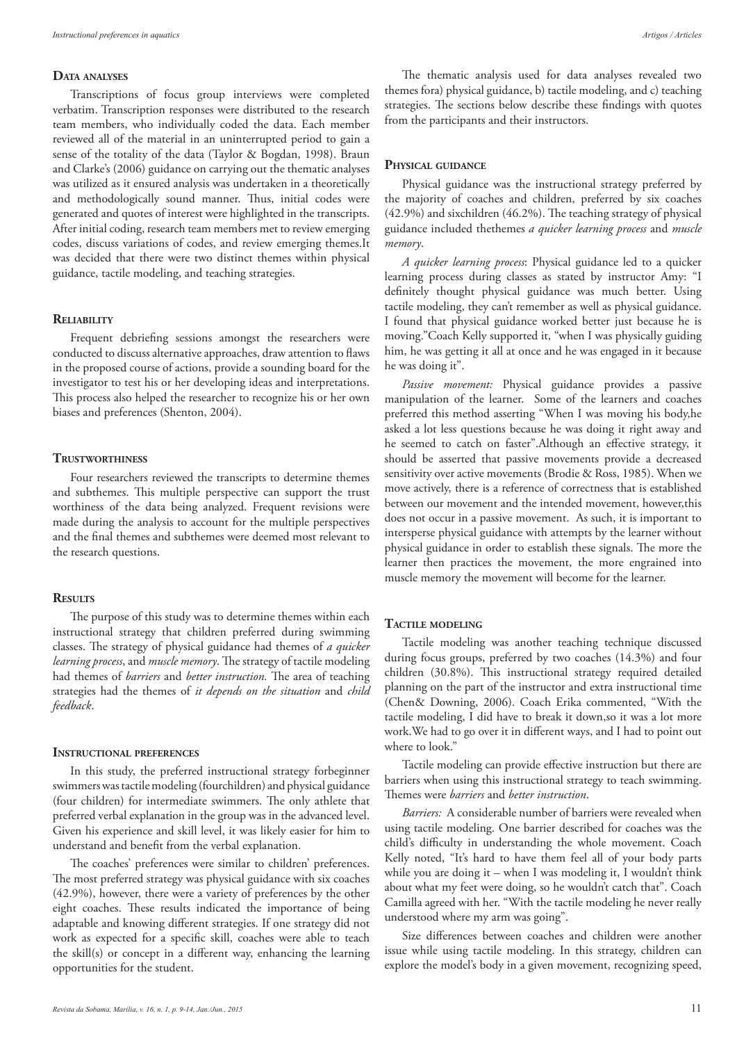### Data analyses

Transcriptions of focus group interviews were completed verbatim. Transcription responses were distributed to the research team members, who individually coded the data. Each member reviewed all of the material in an uninterrupted period to gain a sense of the totality of the data (Taylor & Bogdan, 1998). Braun and Clarke's (2006) guidance on carrying out the thematic analyses was utilized as it ensured analysis was undertaken in a theoretically and methodologically sound manner. Thus, initial codes were generated and quotes of interest were highlighted in the transcripts. After initial coding, research team members met to review emerging codes, discuss variations of codes, and review emerging themes.It was decided that there were two distinct themes within physical guidance, tactile modeling, and teaching strategies.

### Reliability

Frequent debriefing sessions amongst the researchers were conducted to discuss alternative approaches, draw attention to flaws in the proposed course of actions, provide a sounding board for the investigator to test his or her developing ideas and interpretations. This process also helped the researcher to recognize his or her own biases and preferences (Shenton, 2004).

### Trustworthiness

Four researchers reviewed the transcripts to determine themes and subthemes. This multiple perspective can support the trust worthiness of the data being analyzed. Frequent revisions were made during the analysis to account for the multiple perspectives and the final themes and subthemes were deemed most relevant to the research questions.

### Results

The purpose of this study was to determine themes within each instructional strategy that children preferred during swimming classes. The strategy of physical guidance had themes of *a quicker learning process*, and *muscle memory*. The strategy of tactile modeling had themes of *barriers* and *better instruction.* The area of teaching strategies had the themes of *it depends on the situation* and *child feedback*.

### Instructional preferences

In this study, the preferred instructional strategy forbeginner swimmers was tactile modeling (fourchildren) and physical guidance (four children) for intermediate swimmers. The only athlete that preferred verbal explanation in the group was in the advanced level. Given his experience and skill level, it was likely easier for him to understand and benefit from the verbal explanation.

The coaches' preferences were similar to children' preferences. The most preferred strategy was physical guidance with six coaches (42.9%), however, there were a variety of preferences by the other eight coaches. These results indicated the importance of being adaptable and knowing different strategies. If one strategy did not work as expected for a specific skill, coaches were able to teach the skill(s) or concept in a different way, enhancing the learning opportunities for the student.

The thematic analysis used for data analyses revealed two themes fora) physical guidance, b) tactile modeling, and c) teaching strategies. The sections below describe these findings with quotes from the participants and their instructors.

### Physical guidance

Physical guidance was the instructional strategy preferred by the majority of coaches and children, preferred by six coaches (42.9%) and sixchildren (46.2%). The teaching strategy of physical guidance included thethemes *a quicker learning process* and *muscle memory*.

*A quicker learning process*: Physical guidance led to a quicker learning process during classes as stated by instructor Amy: "I definitely thought physical guidance was much better. Using tactile modeling, they can't remember as well as physical guidance. I found that physical guidance worked better just because he is moving."Coach Kelly supported it, "when I was physically guiding him, he was getting it all at once and he was engaged in it because he was doing it".

*Passive movement:* Physical guidance provides a passive manipulation of the learner. Some of the learners and coaches preferred this method asserting "When I was moving his body,he asked a lot less questions because he was doing it right away and he seemed to catch on faster".Although an effective strategy, it should be asserted that passive movements provide a decreased sensitivity over active movements (Brodie & Ross, 1985). When we move actively, there is a reference of correctness that is established between our movement and the intended movement, however,this does not occur in a passive movement. As such, it is important to intersperse physical guidance with attempts by the learner without physical guidance in order to establish these signals. The more the learner then practices the movement, the more engrained into muscle memory the movement will become for the learner.

### Tactile modeling

Tactile modeling was another teaching technique discussed during focus groups, preferred by two coaches (14.3%) and four children (30.8%). This instructional strategy required detailed planning on the part of the instructor and extra instructional time (Chen& Downing, 2006). Coach Erika commented, "With the tactile modeling, I did have to break it down,so it was a lot more work.We had to go over it in different ways, and I had to point out where to look."

Tactile modeling can provide effective instruction but there are barriers when using this instructional strategy to teach swimming. Themes were *barriers* and *better instruction*.

*Barriers:* A considerable number of barriers were revealed when using tactile modeling. One barrier described for coaches was the child's difficulty in understanding the whole movement. Coach Kelly noted, "It's hard to have them feel all of your body parts while you are doing it – when I was modeling it, I wouldn't think about what my feet were doing, so he wouldn't catch that". Coach Camilla agreed with her. "With the tactile modeling he never really understood where my arm was going".

Size differences between coaches and children were another issue while using tactile modeling. In this strategy, children can explore the model's body in a given movement, recognizing speed,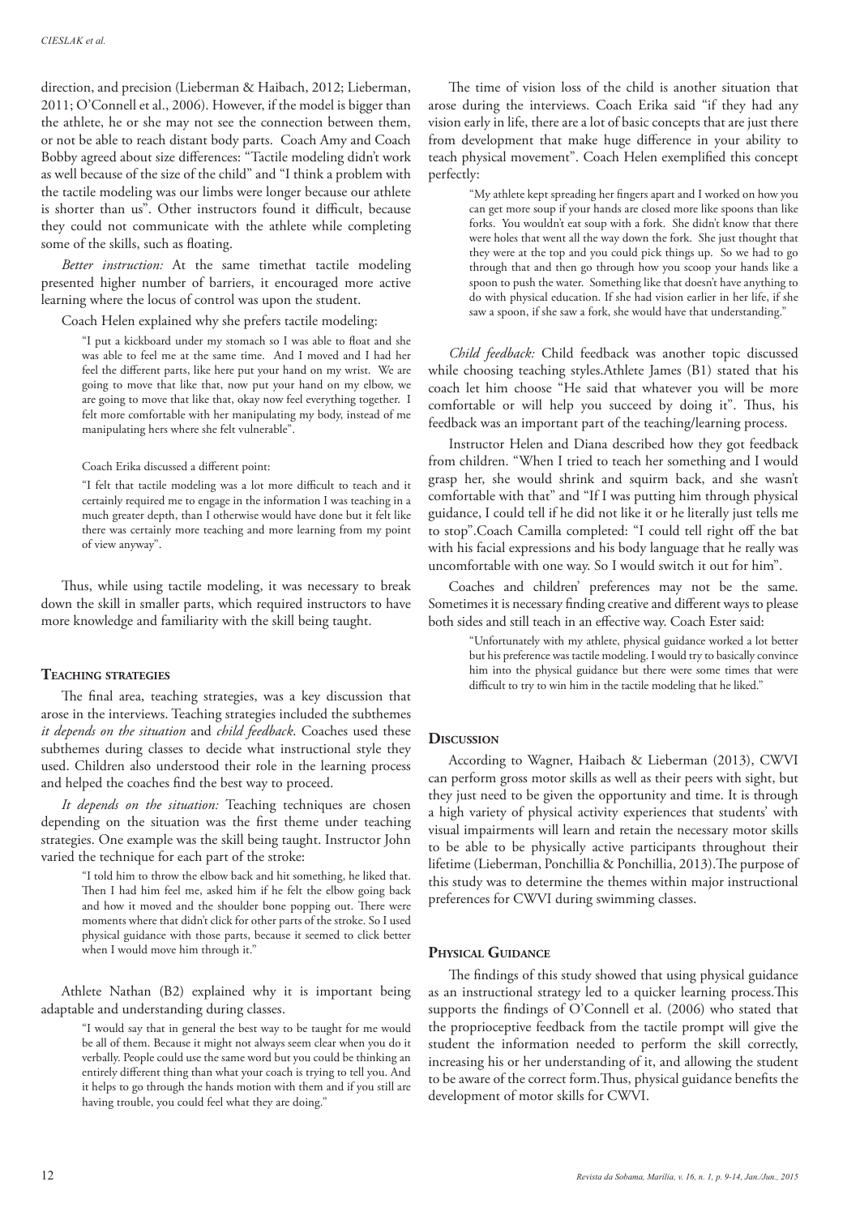direction, and precision (Lieberman & Haibach, 2012; Lieberman, 2011; O'Connell et al., 2006). However, if the model is bigger than the athlete, he or she may not see the connection between them, or not be able to reach distant body parts. Coach Amy and Coach Bobby agreed about size differences: "Tactile modeling didn't work as well because of the size of the child" and "I think a problem with the tactile modeling was our limbs were longer because our athlete is shorter than us". Other instructors found it difficult, because they could not communicate with the athlete while completing some of the skills, such as floating.

*Better instruction:* At the same timethat tactile modeling presented higher number of barriers, it encouraged more active learning where the locus of control was upon the student.

Coach Helen explained why she prefers tactile modeling:

> "I put a kickboard under my stomach so I was able to float and she was able to feel me at the same time. And I moved and I had her feel the different parts, like here put your hand on my wrist. We are going to move that like that, now put your hand on my elbow, we are going to move that like that, okay now feel everything together. I felt more comfortable with her manipulating my body, instead of me manipulating hers where she felt vulnerable".

> Coach Erika discussed a different point:
>
> "I felt that tactile modeling was a lot more difficult to teach and it certainly required me to engage in the information I was teaching in a much greater depth, than I otherwise would have done but it felt like there was certainly more teaching and more learning from my point of view anyway".

Thus, while using tactile modeling, it was necessary to break down the skill in smaller parts, which required instructors to have more knowledge and familiarity with the skill being taught.

## Teaching strategies

The final area, teaching strategies, was a key discussion that arose in the interviews. Teaching strategies included the subthemes *it depends on the situation* and *child feedback*. Coaches used these subthemes during classes to decide what instructional style they used. Children also understood their role in the learning process and helped the coaches find the best way to proceed.

*It depends on the situation:* Teaching techniques are chosen depending on the situation was the first theme under teaching strategies. One example was the skill being taught. Instructor John varied the technique for each part of the stroke:

> "I told him to throw the elbow back and hit something, he liked that. Then I had him feel me, asked him if he felt the elbow going back and how it moved and the shoulder bone popping out. There were moments where that didn't click for other parts of the stroke. So I used physical guidance with those parts, because it seemed to click better when I would move him through it."

Athlete Nathan (B2) explained why it is important being adaptable and understanding during classes.

> "I would say that in general the best way to be taught for me would be all of them. Because it might not always seem clear when you do it verbally. People could use the same word but you could be thinking an entirely different thing than what your coach is trying to tell you. And it helps to go through the hands motion with them and if you still are having trouble, you could feel what they are doing."

The time of vision loss of the child is another situation that arose during the interviews. Coach Erika said "if they had any vision early in life, there are a lot of basic concepts that are just there from development that make huge difference in your ability to teach physical movement". Coach Helen exemplified this concept perfectly:

> "My athlete kept spreading her fingers apart and I worked on how you can get more soup if your hands are closed more like spoons than like forks. You wouldn't eat soup with a fork. She didn't know that there were holes that went all the way down the fork. She just thought that they were at the top and you could pick things up. So we had to go through that and then go through how you scoop your hands like a spoon to push the water. Something like that doesn't have anything to do with physical education. If she had vision earlier in her life, if she saw a spoon, if she saw a fork, she would have that understanding."

*Child feedback:* Child feedback was another topic discussed while choosing teaching styles.Athlete James (B1) stated that his coach let him choose "He said that whatever you will be more comfortable or will help you succeed by doing it". Thus, his feedback was an important part of the teaching/learning process.

Instructor Helen and Diana described how they got feedback from children. "When I tried to teach her something and I would grasp her, she would shrink and squirm back, and she wasn't comfortable with that" and "If I was putting him through physical guidance, I could tell if he did not like it or he literally just tells me to stop".Coach Camilla completed: "I could tell right off the bat with his facial expressions and his body language that he really was uncomfortable with one way. So I would switch it out for him".

Coaches and children' preferences may not be the same. Sometimes it is necessary finding creative and different ways to please both sides and still teach in an effective way. Coach Ester said:

> "Unfortunately with my athlete, physical guidance worked a lot better but his preference was tactile modeling. I would try to basically convince him into the physical guidance but there were some times that were difficult to try to win him in the tactile modeling that he liked."

## Discussion

According to Wagner, Haibach & Lieberman (2013), CWVI can perform gross motor skills as well as their peers with sight, but they just need to be given the opportunity and time. It is through a high variety of physical activity experiences that students' with visual impairments will learn and retain the necessary motor skills to be able to be physically active participants throughout their lifetime (Lieberman, Ponchillia & Ponchillia, 2013).The purpose of this study was to determine the themes within major instructional preferences for CWVI during swimming classes.

## Physical Guidance

The findings of this study showed that using physical guidance as an instructional strategy led to a quicker learning process.This supports the findings of O'Connell et al. (2006) who stated that the proprioceptive feedback from the tactile prompt will give the student the information needed to perform the skill correctly, increasing his or her understanding of it, and allowing the student to be aware of the correct form.Thus, physical guidance benefits the development of motor skills for CWVI.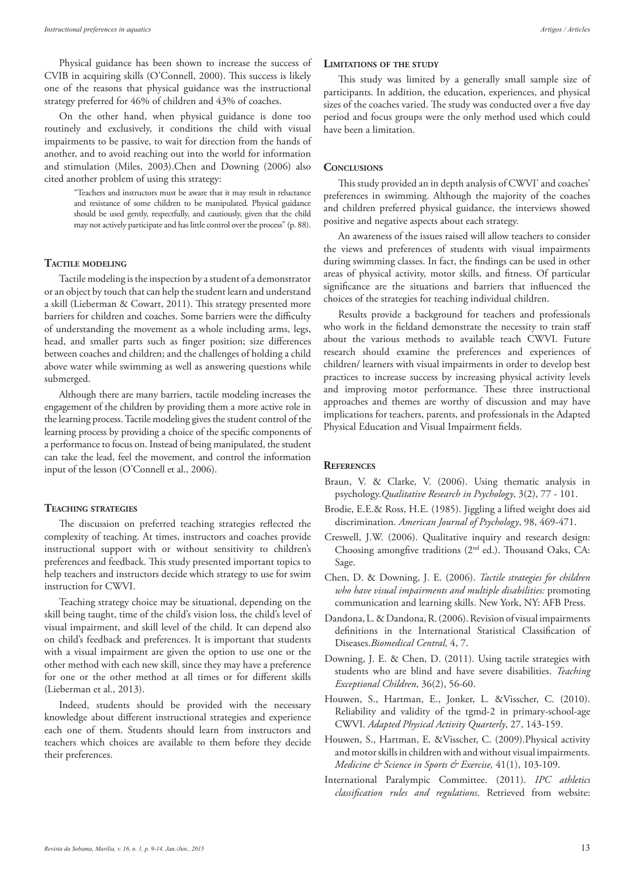Physical guidance has been shown to increase the success of CVIB in acquiring skills (O'Connell, 2000). This success is likely one of the reasons that physical guidance was the instructional strategy preferred for 46% of children and 43% of coaches.

On the other hand, when physical guidance is done too routinely and exclusively, it conditions the child with visual impairments to be passive, to wait for direction from the hands of another, and to avoid reaching out into the world for information and stimulation (Miles, 2003).Chen and Downing (2006) also cited another problem of using this strategy:

> "Teachers and instructors must be aware that it may result in reluctance and resistance of some children to be manipulated. Physical guidance should be used gently, respectfully, and cautiously, given that the child may not actively participate and has little control over the process" (p. 88).

### Tactile modeling

Tactile modeling is the inspection by a student of a demonstrator or an object by touch that can help the student learn and understand a skill (Lieberman & Cowart, 2011). This strategy presented more barriers for children and coaches. Some barriers were the difficulty of understanding the movement as a whole including arms, legs, head, and smaller parts such as finger position; size differences between coaches and children; and the challenges of holding a child above water while swimming as well as answering questions while submerged.

Although there are many barriers, tactile modeling increases the engagement of the children by providing them a more active role in the learning process. Tactile modeling gives the student control of the learning process by providing a choice of the specific components of a performance to focus on. Instead of being manipulated, the student can take the lead, feel the movement, and control the information input of the lesson (O'Connell et al., 2006).

### Teaching strategies

The discussion on preferred teaching strategies reflected the complexity of teaching. At times, instructors and coaches provide instructional support with or without sensitivity to children's preferences and feedback. This study presented important topics to help teachers and instructors decide which strategy to use for swim instruction for CWVI.

Teaching strategy choice may be situational, depending on the skill being taught, time of the child's vision loss, the child's level of visual impairment, and skill level of the child. It can depend also on child's feedback and preferences. It is important that students with a visual impairment are given the option to use one or the other method with each new skill, since they may have a preference for one or the other method at all times or for different skills (Lieberman et al., 2013).

Indeed, students should be provided with the necessary knowledge about different instructional strategies and experience each one of them. Students should learn from instructors and teachers which choices are available to them before they decide their preferences.

## Limitations of the study

This study was limited by a generally small sample size of participants. In addition, the education, experiences, and physical sizes of the coaches varied. The study was conducted over a five day period and focus groups were the only method used which could have been a limitation.

## Conclusions

This study provided an in depth analysis of CWVI' and coaches' preferences in swimming. Although the majority of the coaches and children preferred physical guidance, the interviews showed positive and negative aspects about each strategy.

An awareness of the issues raised will allow teachers to consider the views and preferences of students with visual impairments during swimming classes. In fact, the findings can be used in other areas of physical activity, motor skills, and fitness. Of particular significance are the situations and barriers that influenced the choices of the strategies for teaching individual children.

Results provide a background for teachers and professionals who work in the fieldand demonstrate the necessity to train staff about the various methods to available teach CWVI. Future research should examine the preferences and experiences of children/ learners with visual impairments in order to develop best practices to increase success by increasing physical activity levels and improving motor performance. These three instructional approaches and themes are worthy of discussion and may have implications for teachers, parents, and professionals in the Adapted Physical Education and Visual Impairment fields.

## References

Braun, V. & Clarke, V. (2006). Using thematic analysis in psychology.*Qualitative Research in Psychology*, 3(2), 77 - 101.

Brodie, E.E.& Ross, H.E. (1985). Jiggling a lifted weight does aid discrimination. *American Journal of Psychology*, 98, 469-471.

Creswell, J.W. (2006). Qualitative inquiry and research design: Choosing amongfive traditions (2nd ed.). Thousand Oaks, CA: Sage.

Chen, D. & Downing, J. E. (2006). *Tactile strategies for children who have visual impairments and multiple disabilities:* promoting communication and learning skills. New York, NY: AFB Press.

Dandona, L. & Dandona, R. (2006). Revision of visual impairments definitions in the International Statistical Classification of Diseases.*Biomedical Central,* 4, 7.

Downing, J. E. & Chen, D. (2011). Using tactile strategies with students who are blind and have severe disabilities. *Teaching Exceptional Children*, 36(2), 56-60.

Houwen, S., Hartman, E., Jonker, L. &Visscher, C. (2010). Reliability and validity of the tgmd-2 in primary-school-age CWVI. *Adapted Physical Activity Quarterly*, 27, 143-159.

Houwen, S., Hartman, E. &Visscher, C. (2009).Physical activity and motor skills in children with and without visual impairments. *Medicine & Science in Sports & Exercise,* 41(1), 103-109.

International Paralympic Committee. (2011). *IPC athletics classification rules and regulations*. Retrieved from website: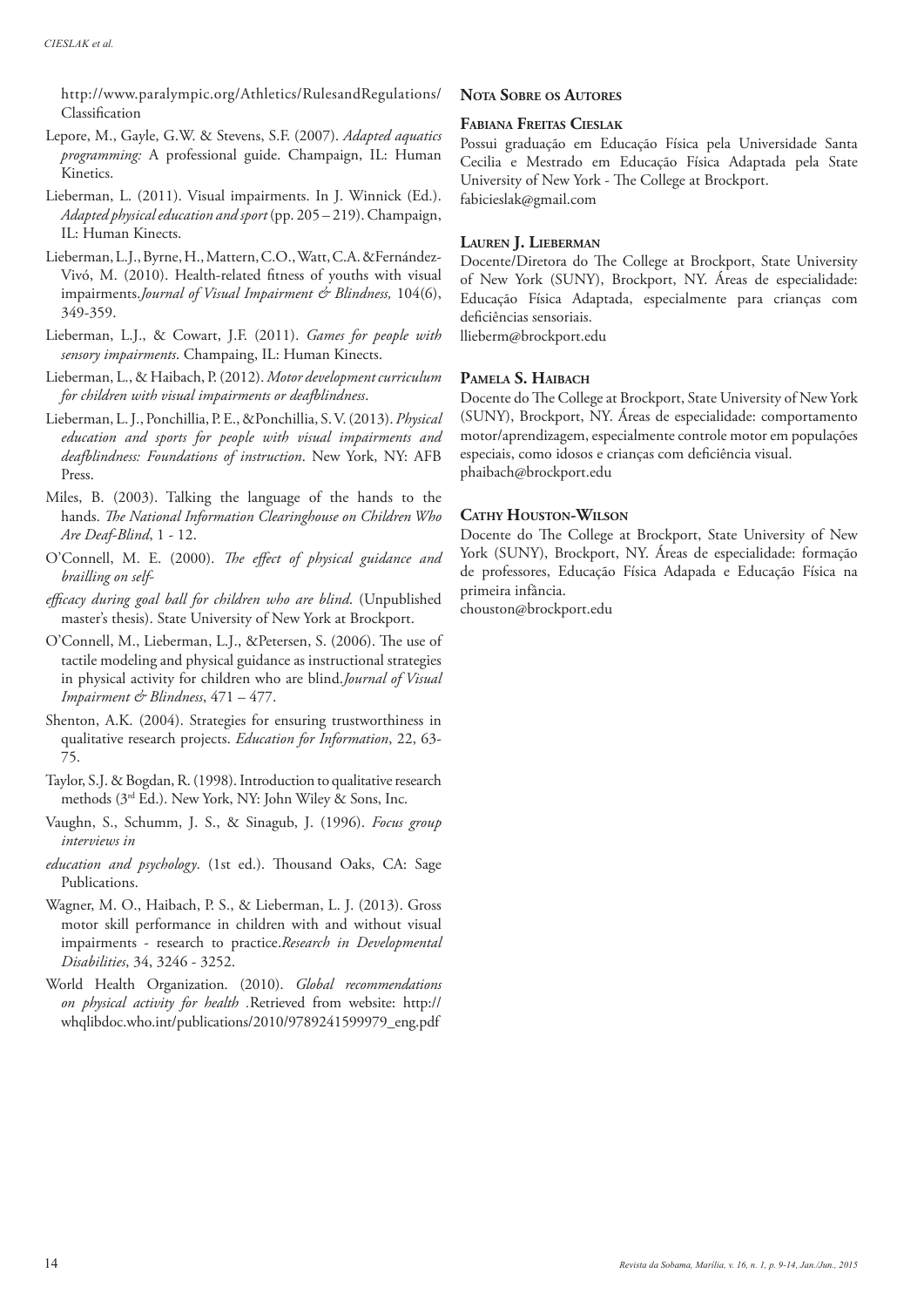http://www.paralympic.org/Athletics/RulesandRegulations/Classification

Lepore, M., Gayle, G.W. & Stevens, S.F. (2007). *Adapted aquatics programming:* A professional guide. Champaign, IL: Human Kinetics.

Lieberman, L. (2011). Visual impairments. In J. Winnick (Ed.). *Adapted physical education and sport* (pp. 205 – 219). Champaign, IL: Human Kinects.

Lieberman, L.J., Byrne, H., Mattern, C.O., Watt, C.A. &Fernández-Vivó, M. (2010). Health-related fitness of youths with visual impairments.*Journal of Visual Impairment & Blindness,* 104(6), 349-359.

Lieberman, L.J., & Cowart, J.F. (2011). *Games for people with sensory impairments*. Champaing, IL: Human Kinects.

Lieberman, L., & Haibach, P. (2012). *Motor development curriculum for children with visual impairments or deafblindness*.

Lieberman, L. J., Ponchillia, P. E., &Ponchillia, S. V. (2013). *Physical education and sports for people with visual impairments and deafblindness: Foundations of instruction*. New York, NY: AFB Press.

Miles, B. (2003). Talking the language of the hands to the hands. *The National Information Clearinghouse on Children Who Are Deaf-Blind*, 1 - 12.

O'Connell, M. E. (2000). *The effect of physical guidance and brailling on self-*

*efficacy during goal ball for children who are blind*. (Unpublished master's thesis). State University of New York at Brockport.

O'Connell, M., Lieberman, L.J., &Petersen, S. (2006). The use of tactile modeling and physical guidance as instructional strategies in physical activity for children who are blind.*Journal of Visual Impairment & Blindness*, 471 – 477.

Shenton, A.K. (2004). Strategies for ensuring trustworthiness in qualitative research projects. *Education for Information*, 22, 63-75.

Taylor, S.J. & Bogdan, R. (1998). Introduction to qualitative research methods (3rd Ed.). New York, NY: John Wiley & Sons, Inc.

Vaughn, S., Schumm, J. S., & Sinagub, J. (1996). *Focus group interviews in*

*education and psychology*. (1st ed.). Thousand Oaks, CA: Sage Publications.

Wagner, M. O., Haibach, P. S., & Lieberman, L. J. (2013). Gross motor skill performance in children with and without visual impairments - research to practice.*Research in Developmental Disabilities*, 34, 3246 - 3252.

World Health Organization. (2010). *Global recommendations on physical activity for health* .Retrieved from website: http://whqlibdoc.who.int/publications/2010/9789241599979_eng.pdf

## Nota Sobre os Autores

### Fabiana Freitas Cieslak

Possui graduação em Educação Física pela Universidade Santa Cecilia e Mestrado em Educação Física Adaptada pela State University of New York - The College at Brockport.
fabicieslak@gmail.com

### Lauren J. Lieberman

Docente/Diretora do The College at Brockport, State University of New York (SUNY), Brockport, NY. Áreas de especialidade: Educação Física Adaptada, especialmente para crianças com deficiências sensoriais.
llieberm@brockport.edu

### Pamela S. Haibach

Docente do The College at Brockport, State University of New York (SUNY), Brockport, NY. Áreas de especialidade: comportamento motor/aprendizagem, especialmente controle motor em populações especiais, como idosos e crianças com deficiência visual.
phaibach@brockport.edu

### Cathy Houston-Wilson

Docente do The College at Brockport, State University of New York (SUNY), Brockport, NY. Áreas de especialidade: formação de professores, Educação Física Adapada e Educação Física na primeira infância.
chouston@brockport.edu